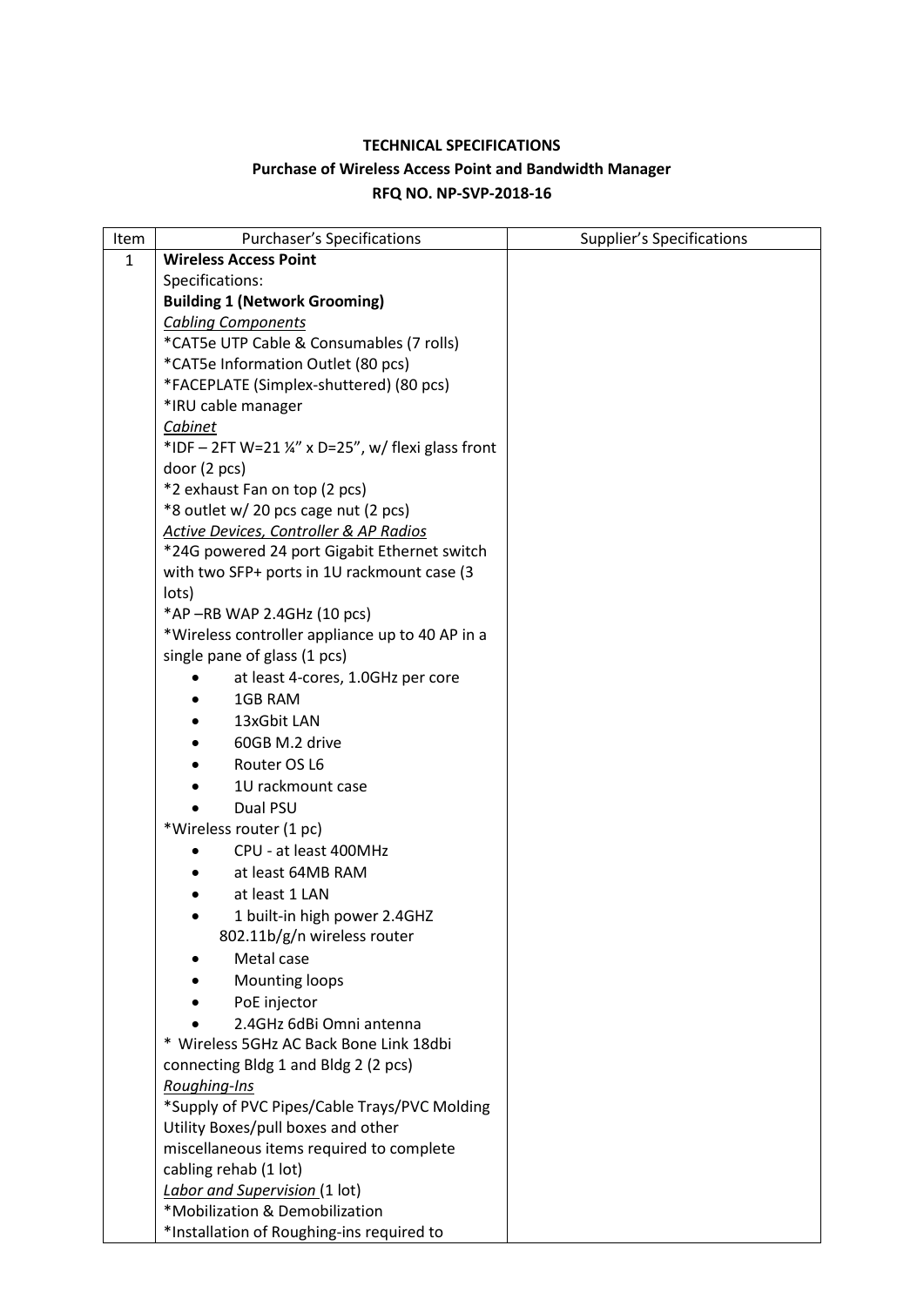**TECHNICAL SPECIFICATIONS**

**Purchase of Wireless Access Point and Bandwidth Manager**

**RFQ NO. NP-SVP-2018-16**

| Item | Purchaser's Specifications | Supplier's Specifications |
|---|---|---|
| 1 | **Wireless Access Point**<br>Specifications:<br>**Building 1 (Network Grooming)**<br>*Cabling Components*<br>*CAT5e UTP Cable & Consumables (7 rolls)<br>*CAT5e Information Outlet (80 pcs)<br>*FACEPLATE (Simplex-shuttered) (80 pcs)<br>*IRU cable manager<br>*Cabinet*<br>*IDF – 2FT W=21 ¼" x D=25", w/ flexi glass front door (2 pcs)<br>*2 exhaust Fan on top (2 pcs)<br>*8 outlet w/ 20 pcs cage nut (2 pcs)<br>*Active Devices, Controller & AP Radios*<br>*24G powered 24 port Gigabit Ethernet switch with two SFP+ ports in 1U rackmount case (3 lots)<br>*AP –RB WAP 2.4GHz (10 pcs)<br>*Wireless controller appliance up to 40 AP in a single pane of glass (1 pcs)<br>• at least 4-cores, 1.0GHz per core<br>• 1GB RAM<br>• 13xGbit LAN<br>• 60GB M.2 drive<br>• Router OS L6<br>• 1U rackmount case<br>• Dual PSU<br>*Wireless router (1 pc)<br>• CPU - at least 400MHz<br>• at least 64MB RAM<br>• at least 1 LAN<br>• 1 built-in high power 2.4GHZ 802.11b/g/n wireless router<br>• Metal case<br>• Mounting loops<br>• PoE injector<br>• 2.4GHz 6dBi Omni antenna<br>* Wireless 5GHz AC Back Bone Link 18dbi connecting Bldg 1 and Bldg 2 (2 pcs)<br>*Roughing-Ins*<br>*Supply of PVC Pipes/Cable Trays/PVC Molding Utility Boxes/pull boxes and other miscellaneous items required to complete cabling rehab (1 lot)<br>*Labor and Supervision* (1 lot)<br>*Mobilization & Demobilization<br>*Installation of Roughing-ins required to | |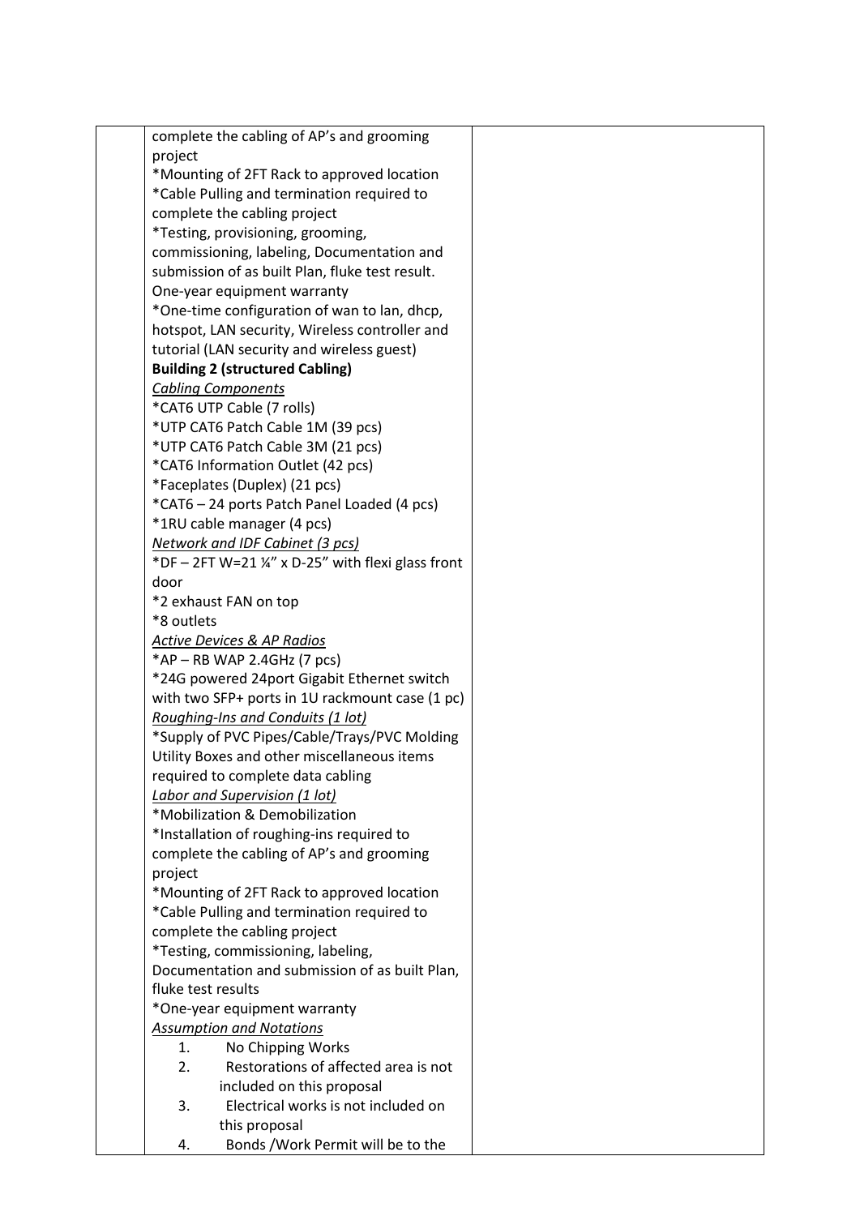| | | |
|---|---|---|
| | complete the cabling of AP's and grooming project<br>*Mounting of 2FT Rack to approved location<br>*Cable Pulling and termination required to complete the cabling project<br>*Testing, provisioning, grooming, commissioning, labeling, Documentation and submission of as built Plan, fluke test result. One-year equipment warranty<br>*One-time configuration of wan to lan, dhcp, hotspot, LAN security, Wireless controller and tutorial (LAN security and wireless guest)<br>**Building 2 (structured Cabling)**<br>*Cabling Components*<br>*CAT6 UTP Cable (7 rolls)<br>*UTP CAT6 Patch Cable 1M (39 pcs)<br>*UTP CAT6 Patch Cable 3M (21 pcs)<br>*CAT6 Information Outlet (42 pcs)<br>*Faceplates (Duplex) (21 pcs)<br>*CAT6 – 24 ports Patch Panel Loaded (4 pcs)<br>*1RU cable manager (4 pcs)<br>*Network and IDF Cabinet (3 pcs)*<br>*DF – 2FT W=21 ¼" x D-25" with flexi glass front door<br>*2 exhaust FAN on top<br>*8 outlets<br>*Active Devices & AP Radios*<br>*AP – RB WAP 2.4GHz (7 pcs)<br>*24G powered 24port Gigabit Ethernet switch with two SFP+ ports in 1U rackmount case (1 pc)<br>*Roughing-Ins and Conduits (1 lot)*<br>*Supply of PVC Pipes/Cable/Trays/PVC Molding Utility Boxes and other miscellaneous items required to complete data cabling<br>*Labor and Supervision (1 lot)*<br>*Mobilization & Demobilization<br>*Installation of roughing-ins required to complete the cabling of AP's and grooming project<br>*Mounting of 2FT Rack to approved location<br>*Cable Pulling and termination required to complete the cabling project<br>*Testing, commissioning, labeling, Documentation and submission of as built Plan, fluke test results<br>*One-year equipment warranty<br>*Assumption and Notations*<br>1. No Chipping Works<br>2. Restorations of affected area is not included on this proposal<br>3. Electrical works is not included on this proposal<br>4. Bonds /Work Permit will be to the | |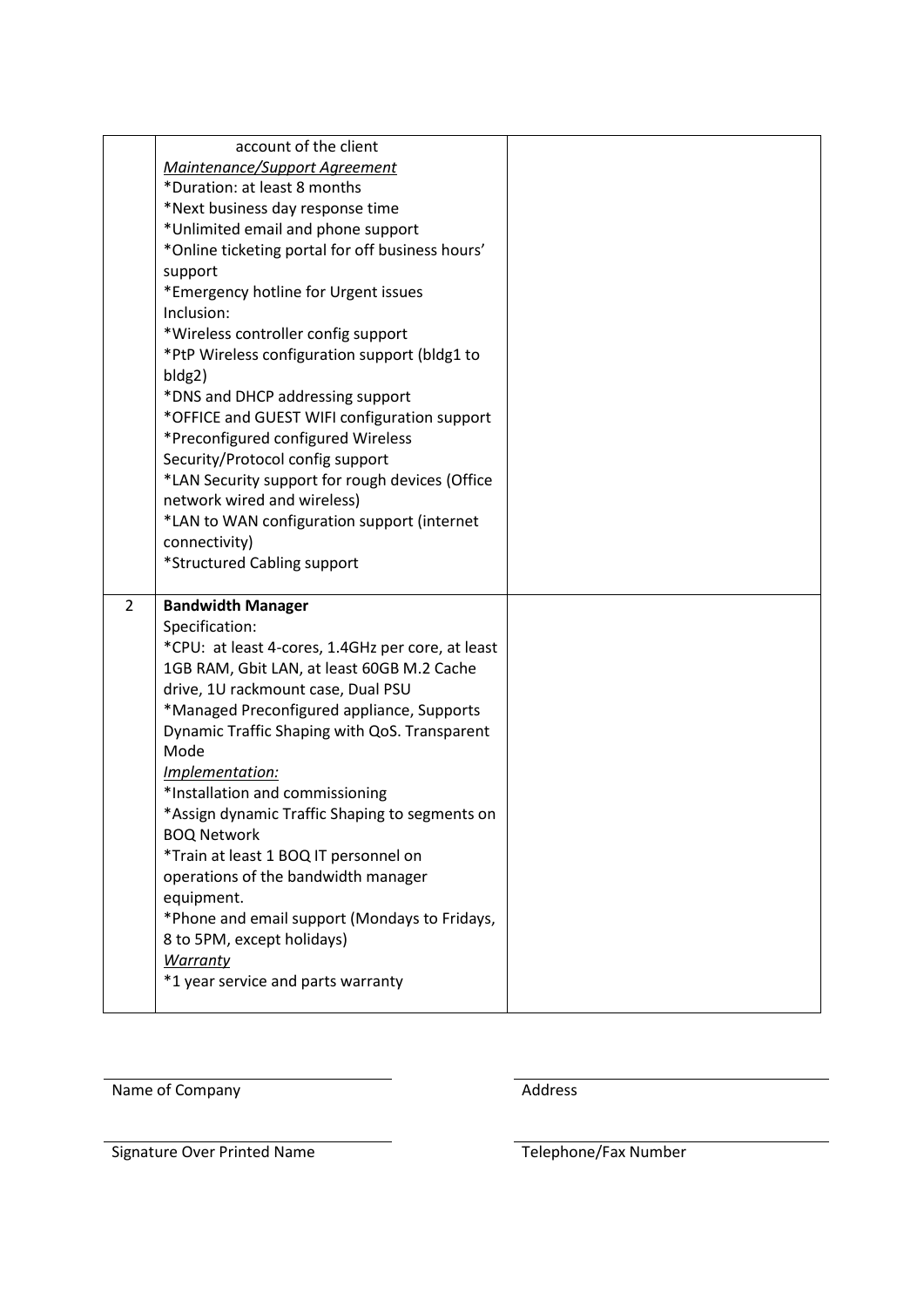| | | |
|---|---|---|
| | account of the client<br>*Maintenance/Support Agreement*<br>*Duration: at least 8 months<br>*Next business day response time<br>*Unlimited email and phone support<br>*Online ticketing portal for off business hours' support<br>*Emergency hotline for Urgent issues<br>Inclusion:<br>*Wireless controller config support<br>*PtP Wireless configuration support (bldg1 to bldg2)<br>*DNS and DHCP addressing support<br>*OFFICE and GUEST WIFI configuration support<br>*Preconfigured configured Wireless Security/Protocol config support<br>*LAN Security support for rough devices (Office network wired and wireless)<br>*LAN to WAN configuration support (internet connectivity)<br>*Structured Cabling support | |
| 2 | **Bandwidth Manager**<br>Specification:<br>*CPU: at least 4-cores, 1.4GHz per core, at least 1GB RAM, Gbit LAN, at least 60GB M.2 Cache drive, 1U rackmount case, Dual PSU<br>*Managed Preconfigured appliance, Supports Dynamic Traffic Shaping with QoS. Transparent Mode<br>*Implementation:*<br>*Installation and commissioning<br>*Assign dynamic Traffic Shaping to segments on BOQ Network<br>*Train at least 1 BOQ IT personnel on operations of the bandwidth manager equipment.<br>*Phone and email support (Mondays to Fridays, 8 to 5PM, except holidays)<br>*Warranty*<br>*1 year service and parts warranty | |

Name of Company ______________________ Address ______________________

Signature Over Printed Name ______________________ Telephone/Fax Number ______________________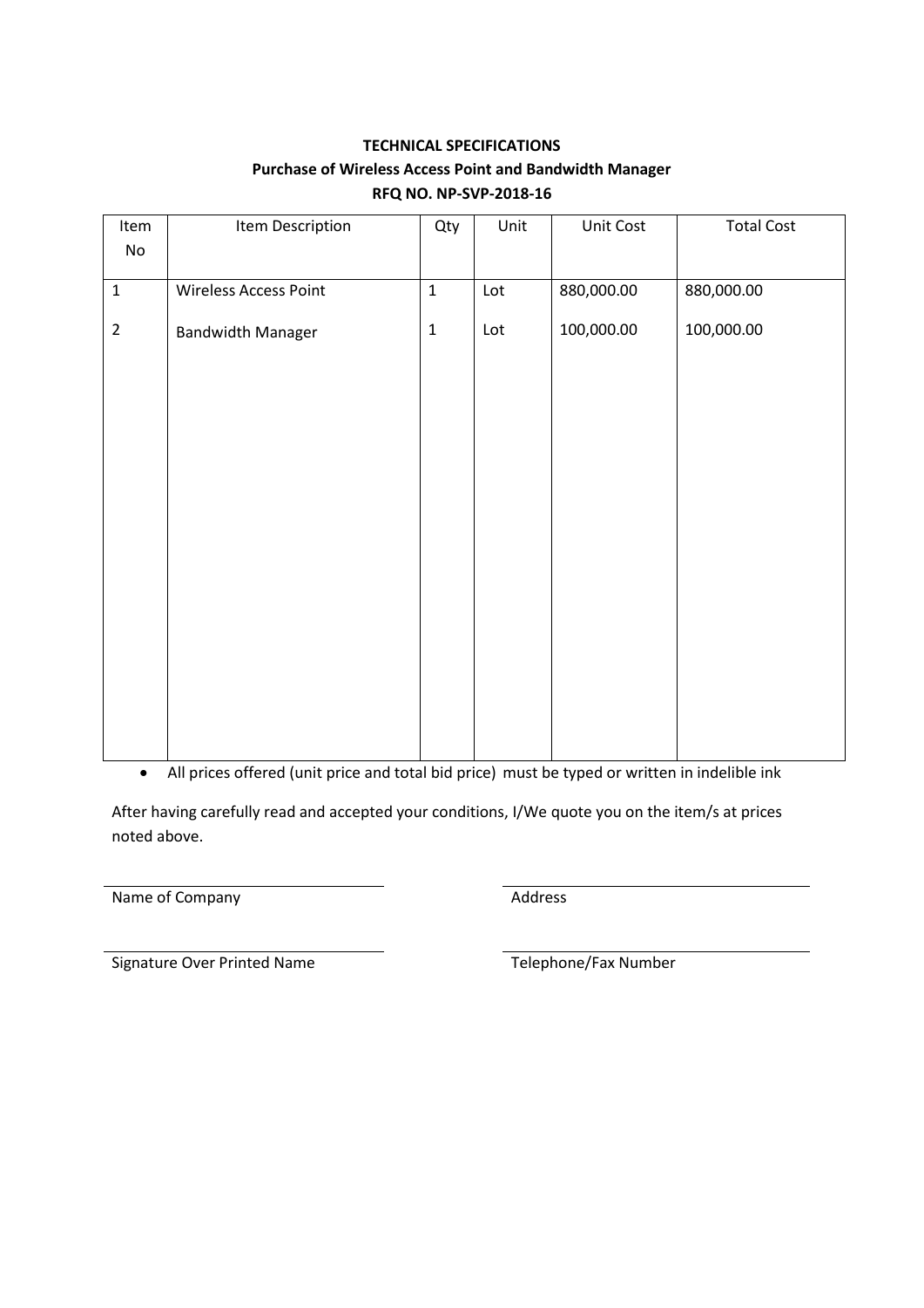**TECHNICAL SPECIFICATIONS**

**Purchase of Wireless Access Point and Bandwidth Manager**

**RFQ NO. NP-SVP-2018-16**

| Item No | Item Description | Qty | Unit | Unit Cost | Total Cost |
|---|---|---|---|---|---|
| 1 | Wireless Access Point | 1 | Lot | 880,000.00 | 880,000.00 |
| 2 | Bandwidth Manager | 1 | Lot | 100,000.00 | 100,000.00 |

- All prices offered (unit price and total bid price) must be typed or written in indelible ink

After having carefully read and accepted your conditions, I/We quote you on the item/s at prices noted above.

| | |
|---|---|
| Name of Company | Address |
| Signature Over Printed Name | Telephone/Fax Number |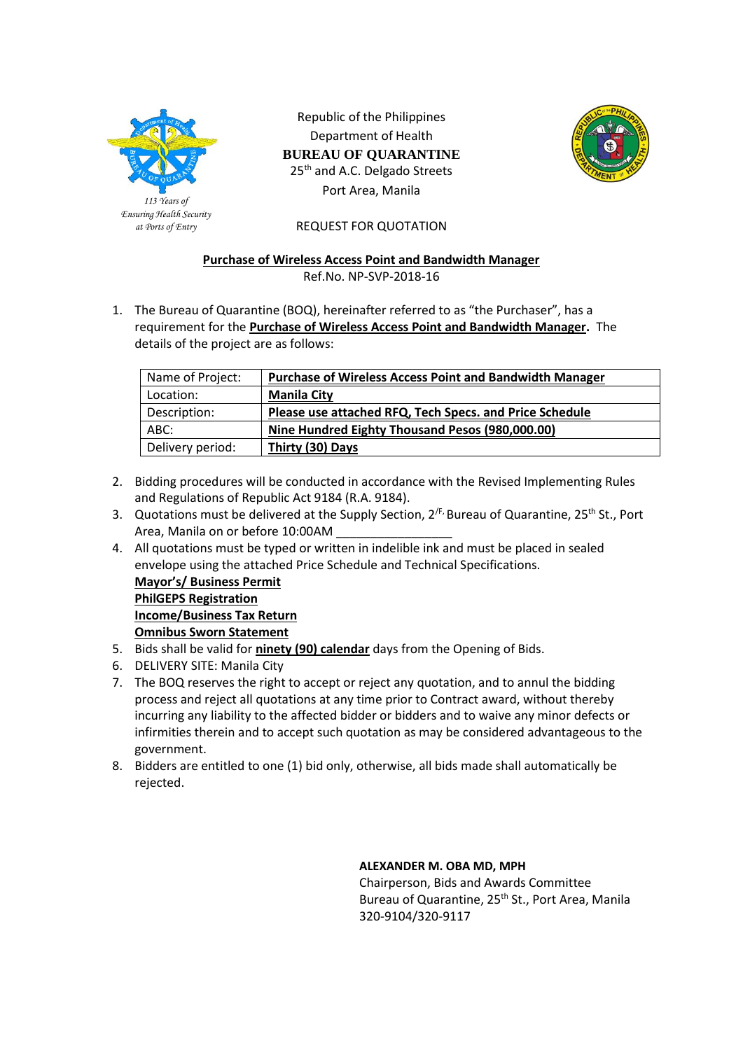Republic of the Philippines
Department of Health
**BUREAU OF QUARANTINE**
25th and A.C. Delgado Streets
Port Area, Manila

*113 Years of Ensuring Health Security at Ports of Entry*

REQUEST FOR QUOTATION

**Purchase of Wireless Access Point and Bandwidth Manager**
Ref.No. NP-SVP-2018-16

1. The Bureau of Quarantine (BOQ), hereinafter referred to as "the Purchaser", has a requirement for the **Purchase of Wireless Access Point and Bandwidth Manager.** The details of the project are as follows:

| | |
|---|---|
| Name of Project: | **Purchase of Wireless Access Point and Bandwidth Manager** |
| Location: | **Manila City** |
| Description: | **Please use attached RFQ, Tech Specs. and Price Schedule** |
| ABC: | **Nine Hundred Eighty Thousand Pesos (980,000.00)** |
| Delivery period: | **Thirty (30) Days** |

2. Bidding procedures will be conducted in accordance with the Revised Implementing Rules and Regulations of Republic Act 9184 (R.A. 9184).
3. Quotations must be delivered at the Supply Section, 2/F, Bureau of Quarantine, 25th St., Port Area, Manila on or before 10:00AM _______________
4. All quotations must be typed or written in indelible ink and must be placed in sealed envelope using the attached Price Schedule and Technical Specifications.
   **Mayor's/ Business Permit**
   **PhilGEPS Registration**
   **Income/Business Tax Return**
   **Omnibus Sworn Statement**
5. Bids shall be valid for **ninety (90) calendar** days from the Opening of Bids.
6. DELIVERY SITE: Manila City
7. The BOQ reserves the right to accept or reject any quotation, and to annul the bidding process and reject all quotations at any time prior to Contract award, without thereby incurring any liability to the affected bidder or bidders and to waive any minor defects or infirmities therein and to accept such quotation as may be considered advantageous to the government.
8. Bidders are entitled to one (1) bid only, otherwise, all bids made shall automatically be rejected.

**ALEXANDER M. OBA MD, MPH**
Chairperson, Bids and Awards Committee
Bureau of Quarantine, 25th St., Port Area, Manila
320-9104/320-9117